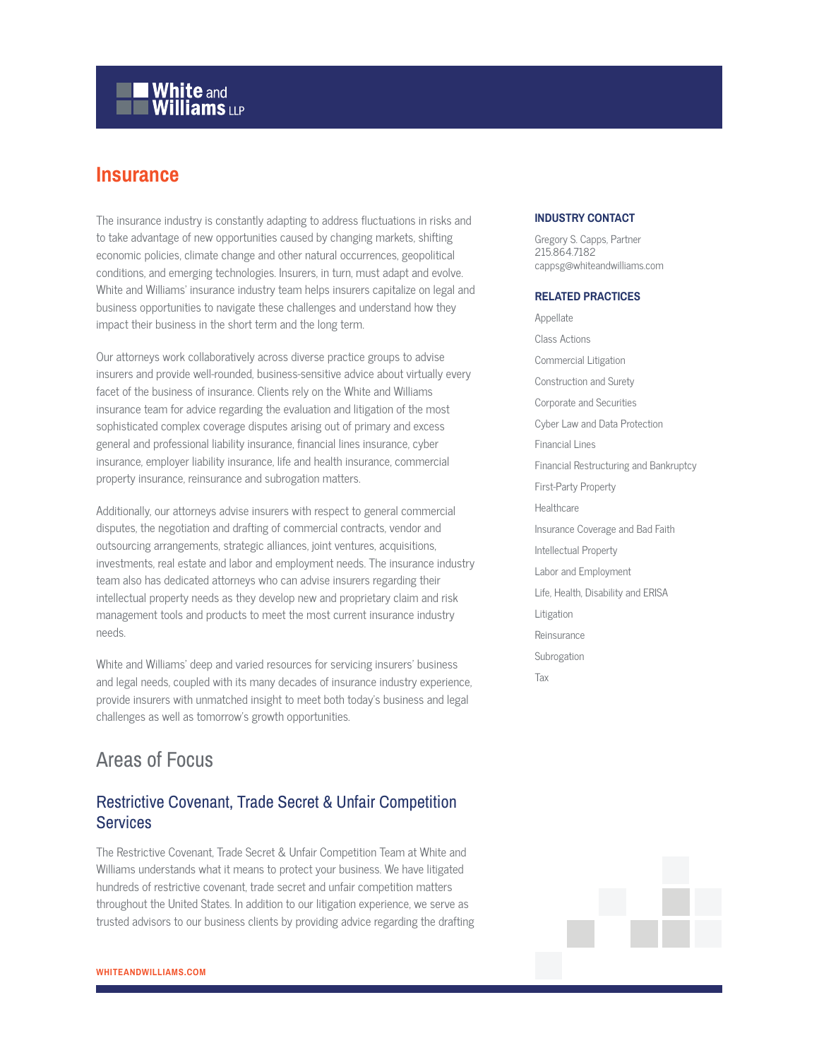# Insurance

The insurance industry is constantly adapting to address fluctuations in risks and to take advantage of new opportunities caused by changing markets, shifting economic policies, climate change and other natural occurrences, geopolitical conditions, and emerging technologies. Insurers, in turn, must adapt and evolve. White and Williams' insurance industry team helps insurers capitalize on legal and business opportunities to navigate these challenges and understand how they impact their business in the short term and the long term.

Our attorneys work collaboratively across diverse practice groups to advise insurers and provide well-rounded, business-sensitive advice about virtually every facet of the business of insurance. Clients rely on the White and Williams insurance team for advice regarding the evaluation and litigation of the most sophisticated complex coverage disputes arising out of primary and excess general and professional liability insurance, financial lines insurance, cyber insurance, employer liability insurance, life and health insurance, commercial property insurance, reinsurance and subrogation matters.

Additionally, our attorneys advise insurers with respect to general commercial disputes, the negotiation and drafting of commercial contracts, vendor and outsourcing arrangements, strategic alliances, joint ventures, acquisitions, investments, real estate and labor and employment needs. The insurance industry team also has dedicated attorneys who can advise insurers regarding their intellectual property needs as they develop new and proprietary claim and risk management tools and products to meet the most current insurance industry needs.

White and Williams' deep and varied resources for servicing insurers' business and legal needs, coupled with its many decades of insurance industry experience, provide insurers with unmatched insight to meet both today's business and legal challenges as well as tomorrow's growth opportunities.

## Areas of Focus

### Restrictive Covenant, Trade Secret & Unfair Competition Services

The Restrictive Covenant, Trade Secret & Unfair Competition Team at White and Williams understands what it means to protect your business. We have litigated hundreds of restrictive covenant, trade secret and unfair competition matters throughout the United States. In addition to our litigation experience, we serve as trusted advisors to our business clients by providing advice regarding the drafting

**INDUSTRY CONTACT**

Gregory S. Capps, Partner
215.864.7182
cappsg@whiteandwilliams.com

**RELATED PRACTICES**

- Appellate
- Class Actions
- Commercial Litigation
- Construction and Surety
- Corporate and Securities
- Cyber Law and Data Protection
- Financial Lines
- Financial Restructuring and Bankruptcy
- First-Party Property
- Healthcare
- Insurance Coverage and Bad Faith
- Intellectual Property
- Labor and Employment
- Life, Health, Disability and ERISA
- Litigation
- Reinsurance
- Subrogation
- Tax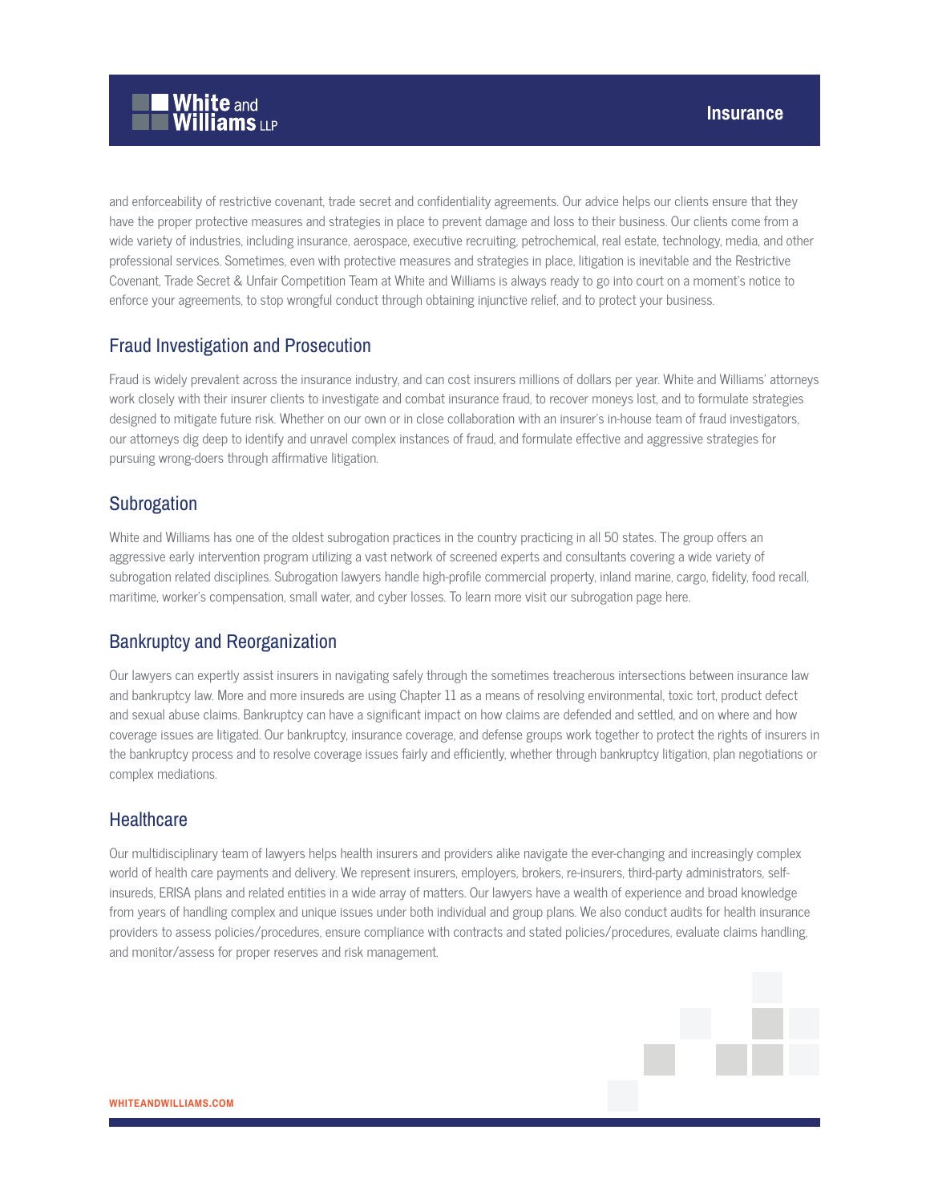and enforceability of restrictive covenant, trade secret and confidentiality agreements. Our advice helps our clients ensure that they have the proper protective measures and strategies in place to prevent damage and loss to their business. Our clients come from a wide variety of industries, including insurance, aerospace, executive recruiting, petrochemical, real estate, technology, media, and other professional services. Sometimes, even with protective measures and strategies in place, litigation is inevitable and the Restrictive Covenant, Trade Secret & Unfair Competition Team at White and Williams is always ready to go into court on a moment's notice to enforce your agreements, to stop wrongful conduct through obtaining injunctive relief, and to protect your business.

## Fraud Investigation and Prosecution

Fraud is widely prevalent across the insurance industry, and can cost insurers millions of dollars per year. White and Williams' attorneys work closely with their insurer clients to investigate and combat insurance fraud, to recover moneys lost, and to formulate strategies designed to mitigate future risk. Whether on our own or in close collaboration with an insurer's in-house team of fraud investigators, our attorneys dig deep to identify and unravel complex instances of fraud, and formulate effective and aggressive strategies for pursuing wrong-doers through affirmative litigation.

## Subrogation

White and Williams has one of the oldest subrogation practices in the country practicing in all 50 states. The group offers an aggressive early intervention program utilizing a vast network of screened experts and consultants covering a wide variety of subrogation related disciplines. Subrogation lawyers handle high-profile commercial property, inland marine, cargo, fidelity, food recall, maritime, worker's compensation, small water, and cyber losses. To learn more visit our subrogation page here.

## Bankruptcy and Reorganization

Our lawyers can expertly assist insurers in navigating safely through the sometimes treacherous intersections between insurance law and bankruptcy law. More and more insureds are using Chapter 11 as a means of resolving environmental, toxic tort, product defect and sexual abuse claims. Bankruptcy can have a significant impact on how claims are defended and settled, and on where and how coverage issues are litigated. Our bankruptcy, insurance coverage, and defense groups work together to protect the rights of insurers in the bankruptcy process and to resolve coverage issues fairly and efficiently, whether through bankruptcy litigation, plan negotiations or complex mediations.

## Healthcare

Our multidisciplinary team of lawyers helps health insurers and providers alike navigate the ever-changing and increasingly complex world of health care payments and delivery. We represent insurers, employers, brokers, re-insurers, third-party administrators, self-insureds, ERISA plans and related entities in a wide array of matters. Our lawyers have a wealth of experience and broad knowledge from years of handling complex and unique issues under both individual and group plans. We also conduct audits for health insurance providers to assess policies/procedures, ensure compliance with contracts and stated policies/procedures, evaluate claims handling, and monitor/assess for proper reserves and risk management.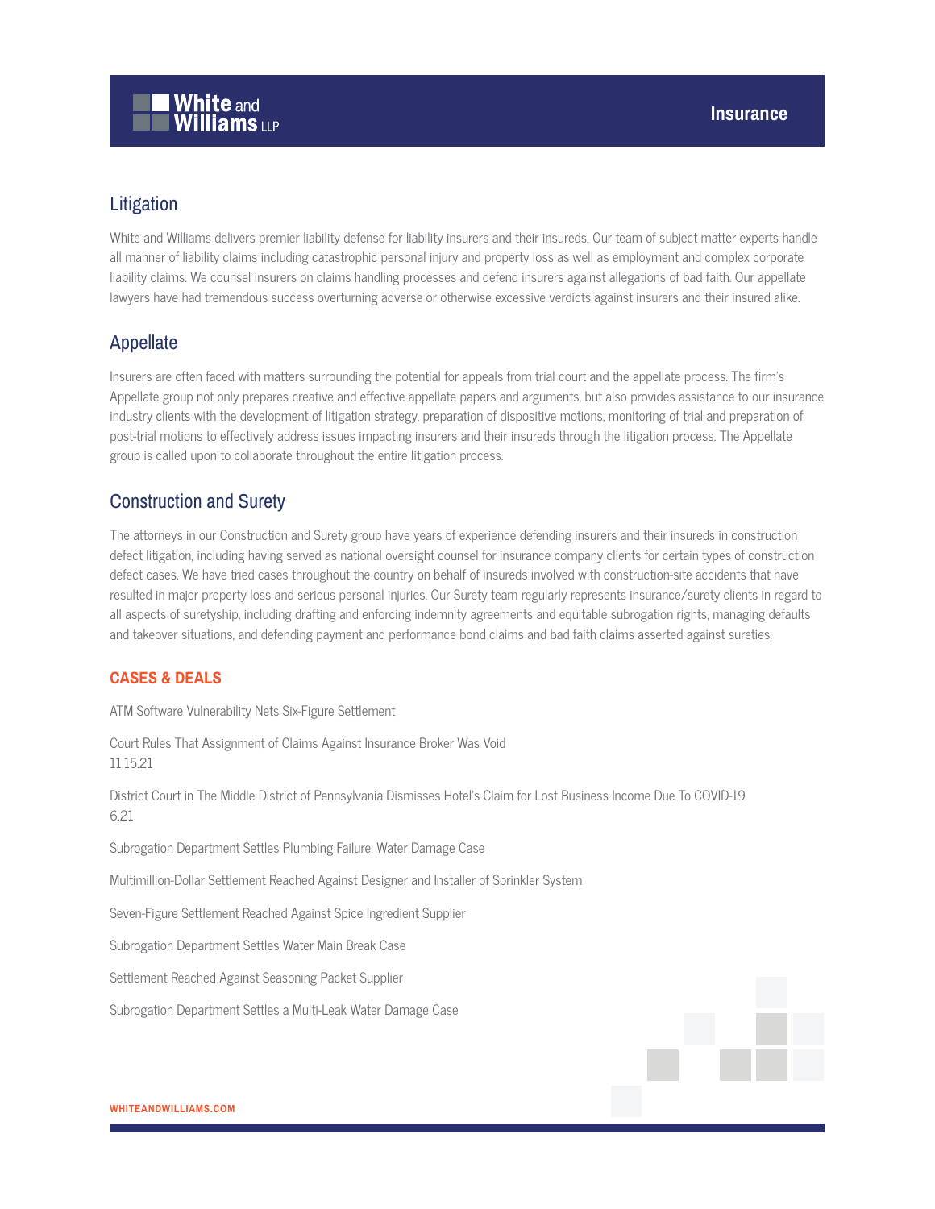## Litigation

White and Williams delivers premier liability defense for liability insurers and their insureds. Our team of subject matter experts handle all manner of liability claims including catastrophic personal injury and property loss as well as employment and complex corporate liability claims. We counsel insurers on claims handling processes and defend insurers against allegations of bad faith. Our appellate lawyers have had tremendous success overturning adverse or otherwise excessive verdicts against insurers and their insured alike.

## Appellate

Insurers are often faced with matters surrounding the potential for appeals from trial court and the appellate process. The firm's Appellate group not only prepares creative and effective appellate papers and arguments, but also provides assistance to our insurance industry clients with the development of litigation strategy, preparation of dispositive motions, monitoring of trial and preparation of post-trial motions to effectively address issues impacting insurers and their insureds through the litigation process. The Appellate group is called upon to collaborate throughout the entire litigation process.

## Construction and Surety

The attorneys in our Construction and Surety group have years of experience defending insurers and their insureds in construction defect litigation, including having served as national oversight counsel for insurance company clients for certain types of construction defect cases. We have tried cases throughout the country on behalf of insureds involved with construction-site accidents that have resulted in major property loss and serious personal injuries. Our Surety team regularly represents insurance/surety clients in regard to all aspects of suretyship, including drafting and enforcing indemnity agreements and equitable subrogation rights, managing defaults and takeover situations, and defending payment and performance bond claims and bad faith claims asserted against sureties.

### CASES & DEALS

ATM Software Vulnerability Nets Six-Figure Settlement

Court Rules That Assignment of Claims Against Insurance Broker Was Void
11.15.21

District Court in The Middle District of Pennsylvania Dismisses Hotel's Claim for Lost Business Income Due To COVID-19
6.21

Subrogation Department Settles Plumbing Failure, Water Damage Case

Multimillion-Dollar Settlement Reached Against Designer and Installer of Sprinkler System

Seven-Figure Settlement Reached Against Spice Ingredient Supplier

Subrogation Department Settles Water Main Break Case

Settlement Reached Against Seasoning Packet Supplier

Subrogation Department Settles a Multi-Leak Water Damage Case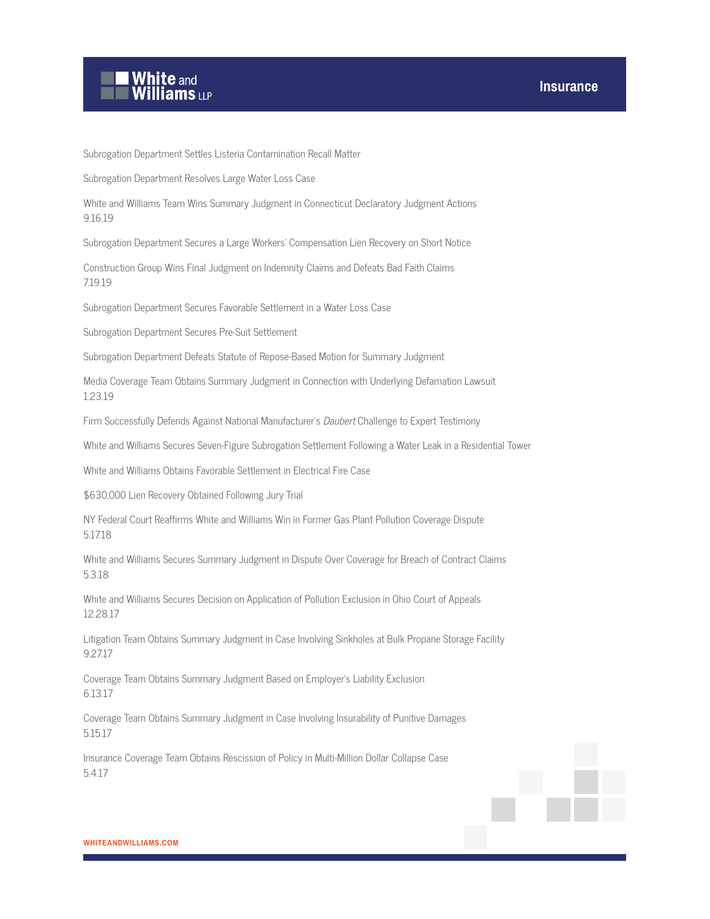Subrogation Department Settles Listeria Contamination Recall Matter

Subrogation Department Resolves Large Water Loss Case

White and Williams Team Wins Summary Judgment in Connecticut Declaratory Judgment Actions
9.16.19

Subrogation Department Secures a Large Workers' Compensation Lien Recovery on Short Notice

Construction Group Wins Final Judgment on Indemnity Claims and Defeats Bad Faith Claims
7.19.19

Subrogation Department Secures Favorable Settlement in a Water Loss Case

Subrogation Department Secures Pre-Suit Settlement

Subrogation Department Defeats Statute of Repose-Based Motion for Summary Judgment

Media Coverage Team Obtains Summary Judgment in Connection with Underlying Defamation Lawsuit
1.23.19

Firm Successfully Defends Against National Manufacturer's *Daubert* Challenge to Expert Testimony

White and Williams Secures Seven-Figure Subrogation Settlement Following a Water Leak in a Residential Tower

White and Williams Obtains Favorable Settlement in Electrical Fire Case

$630,000 Lien Recovery Obtained Following Jury Trial

NY Federal Court Reaffirms White and Williams Win in Former Gas Plant Pollution Coverage Dispute
5.17.18

White and Williams Secures Summary Judgment in Dispute Over Coverage for Breach of Contract Claims
5.3.18

White and Williams Secures Decision on Application of Pollution Exclusion in Ohio Court of Appeals
12.28.17

Litigation Team Obtains Summary Judgment in Case Involving Sinkholes at Bulk Propane Storage Facility
9.27.17

Coverage Team Obtains Summary Judgment Based on Employer's Liability Exclusion
6.13.17

Coverage Team Obtains Summary Judgment in Case Involving Insurability of Punitive Damages
5.15.17

Insurance Coverage Team Obtains Rescission of Policy in Multi-Million Dollar Collapse Case
5.4.17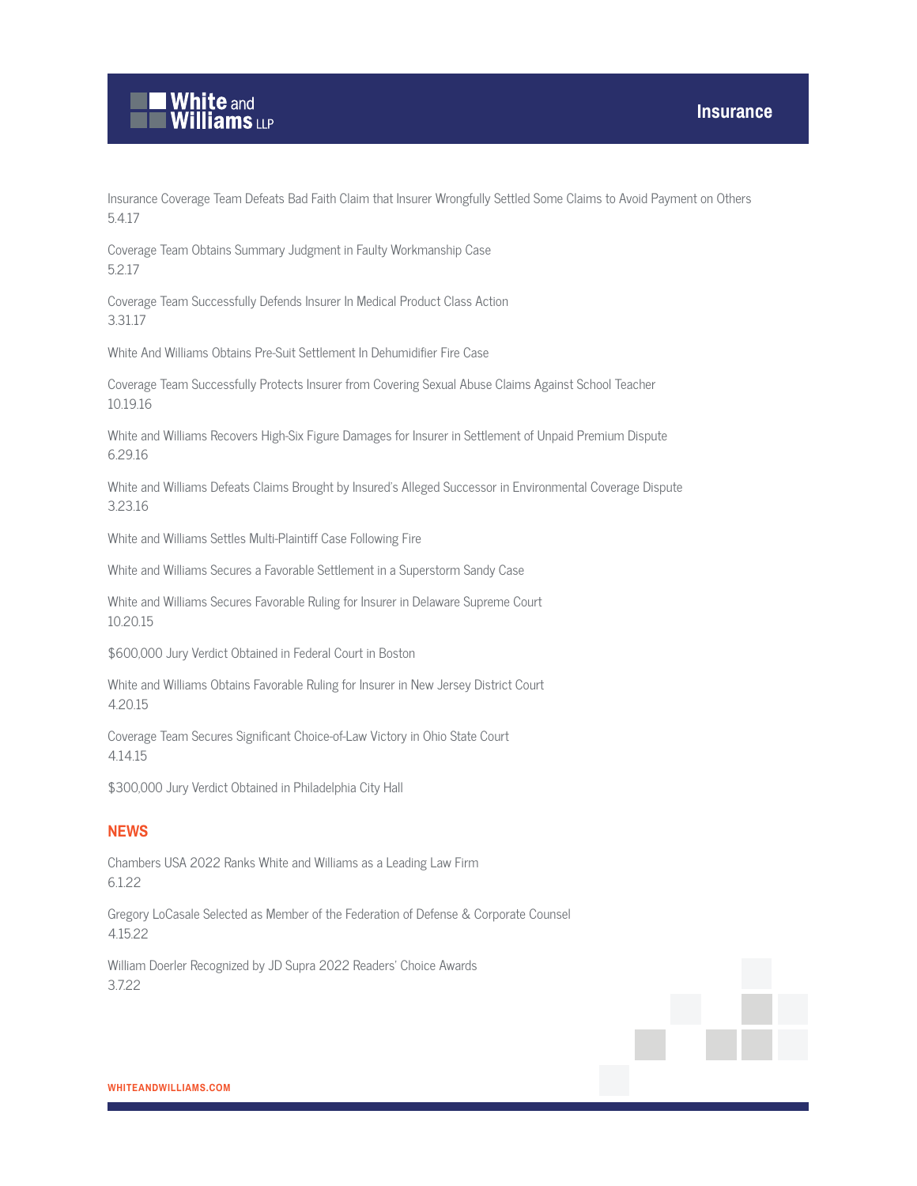Insurance Coverage Team Defeats Bad Faith Claim that Insurer Wrongfully Settled Some Claims to Avoid Payment on Others
5.4.17

Coverage Team Obtains Summary Judgment in Faulty Workmanship Case
5.2.17

Coverage Team Successfully Defends Insurer In Medical Product Class Action
3.31.17

White And Williams Obtains Pre-Suit Settlement In Dehumidifier Fire Case

Coverage Team Successfully Protects Insurer from Covering Sexual Abuse Claims Against School Teacher
10.19.16

White and Williams Recovers High-Six Figure Damages for Insurer in Settlement of Unpaid Premium Dispute
6.29.16

White and Williams Defeats Claims Brought by Insured's Alleged Successor in Environmental Coverage Dispute
3.23.16

White and Williams Settles Multi-Plaintiff Case Following Fire

White and Williams Secures a Favorable Settlement in a Superstorm Sandy Case

White and Williams Secures Favorable Ruling for Insurer in Delaware Supreme Court
10.20.15

$600,000 Jury Verdict Obtained in Federal Court in Boston

White and Williams Obtains Favorable Ruling for Insurer in New Jersey District Court
4.20.15

Coverage Team Secures Significant Choice-of-Law Victory in Ohio State Court
4.14.15

$300,000 Jury Verdict Obtained in Philadelphia City Hall

## NEWS

Chambers USA 2022 Ranks White and Williams as a Leading Law Firm
6.1.22

Gregory LoCasale Selected as Member of the Federation of Defense & Corporate Counsel
4.15.22

William Doerler Recognized by JD Supra 2022 Readers' Choice Awards
3.7.22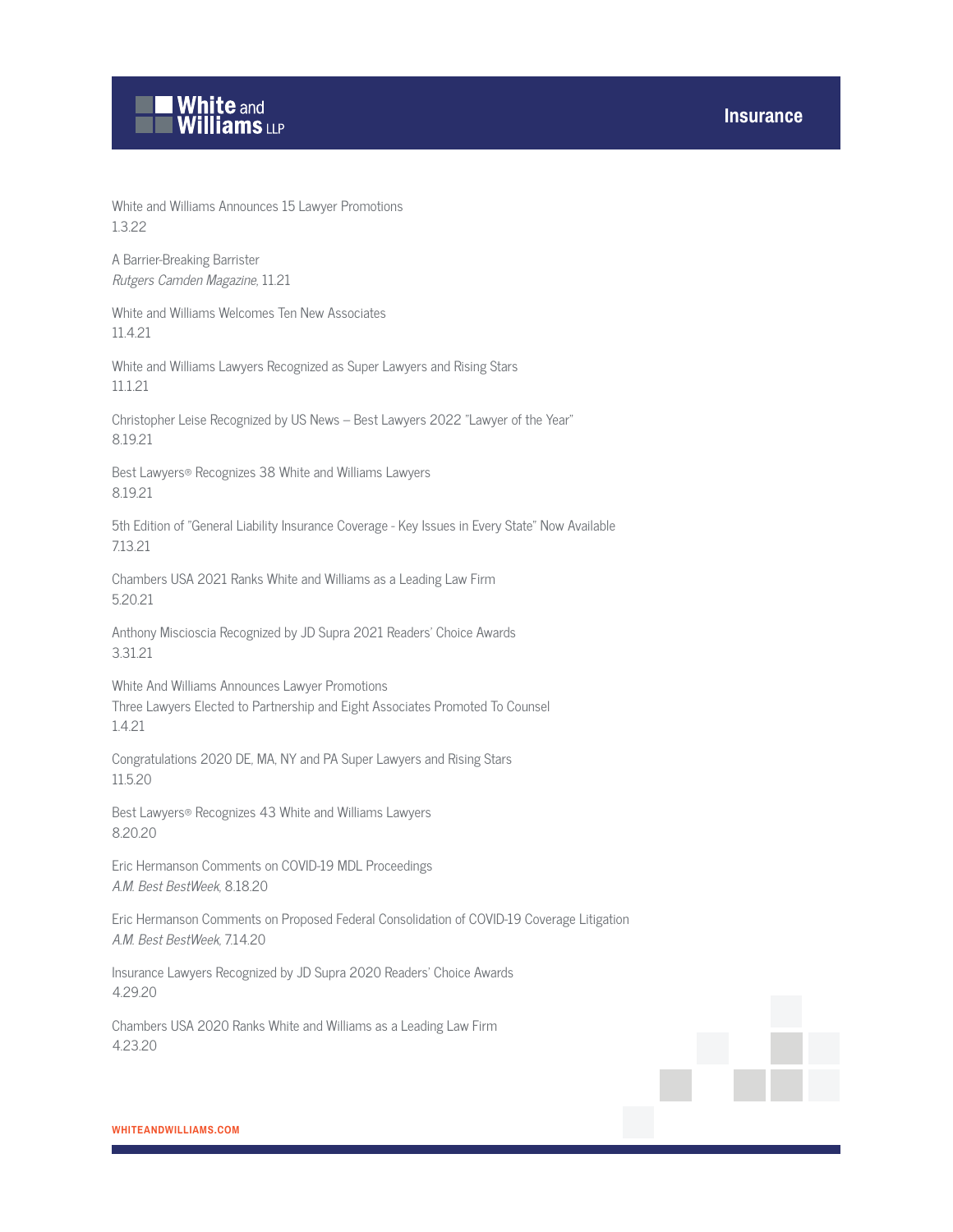White and Williams Announces 15 Lawyer Promotions
1.3.22

A Barrier-Breaking Barrister
*Rutgers Camden Magazine*, 11.21

White and Williams Welcomes Ten New Associates
11.4.21

White and Williams Lawyers Recognized as Super Lawyers and Rising Stars
11.1.21

Christopher Leise Recognized by US News – Best Lawyers 2022 "Lawyer of the Year"
8.19.21

Best Lawyers® Recognizes 38 White and Williams Lawyers
8.19.21

5th Edition of "General Liability Insurance Coverage - Key Issues in Every State" Now Available
7.13.21

Chambers USA 2021 Ranks White and Williams as a Leading Law Firm
5.20.21

Anthony Miscioscia Recognized by JD Supra 2021 Readers' Choice Awards
3.31.21

White And Williams Announces Lawyer Promotions
Three Lawyers Elected to Partnership and Eight Associates Promoted To Counsel
1.4.21

Congratulations 2020 DE, MA, NY and PA Super Lawyers and Rising Stars
11.5.20

Best Lawyers® Recognizes 43 White and Williams Lawyers
8.20.20

Eric Hermanson Comments on COVID-19 MDL Proceedings
*A.M. Best BestWeek*, 8.18.20

Eric Hermanson Comments on Proposed Federal Consolidation of COVID-19 Coverage Litigation
*A.M. Best BestWeek*, 7.14.20

Insurance Lawyers Recognized by JD Supra 2020 Readers' Choice Awards
4.29.20

Chambers USA 2020 Ranks White and Williams as a Leading Law Firm
4.23.20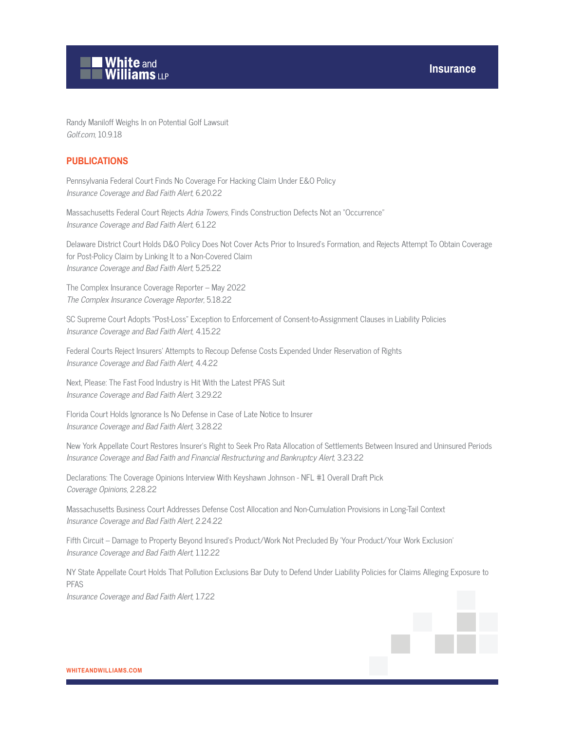Randy Maniloff Weighs In on Potential Golf Lawsuit
*Golf.com*, 10.9.18

## PUBLICATIONS

Pennsylvania Federal Court Finds No Coverage For Hacking Claim Under E&O Policy
*Insurance Coverage and Bad Faith Alert*, 6.20.22

Massachusetts Federal Court Rejects *Adria Towers*, Finds Construction Defects Not an "Occurrence"
*Insurance Coverage and Bad Faith Alert*, 6.1.22

Delaware District Court Holds D&O Policy Does Not Cover Acts Prior to Insured's Formation, and Rejects Attempt To Obtain Coverage for Post-Policy Claim by Linking It to a Non-Covered Claim
*Insurance Coverage and Bad Faith Alert*, 5.25.22

The Complex Insurance Coverage Reporter – May 2022
*The Complex Insurance Coverage Reporter*, 5.18.22

SC Supreme Court Adopts "Post-Loss" Exception to Enforcement of Consent-to-Assignment Clauses in Liability Policies
*Insurance Coverage and Bad Faith Alert*, 4.15.22

Federal Courts Reject Insurers' Attempts to Recoup Defense Costs Expended Under Reservation of Rights
*Insurance Coverage and Bad Faith Alert*, 4.4.22

Next, Please: The Fast Food Industry is Hit With the Latest PFAS Suit
*Insurance Coverage and Bad Faith Alert*, 3.29.22

Florida Court Holds Ignorance Is No Defense in Case of Late Notice to Insurer
*Insurance Coverage and Bad Faith Alert*, 3.28.22

New York Appellate Court Restores Insurer's Right to Seek Pro Rata Allocation of Settlements Between Insured and Uninsured Periods
*Insurance Coverage and Bad Faith and Financial Restructuring and Bankruptcy Alert*, 3.23.22

Declarations: The Coverage Opinions Interview With Keyshawn Johnson - NFL #1 Overall Draft Pick
*Coverage Opinions*, 2.28.22

Massachusetts Business Court Addresses Defense Cost Allocation and Non-Cumulation Provisions in Long-Tail Context
*Insurance Coverage and Bad Faith Alert*, 2.24.22

Fifth Circuit – Damage to Property Beyond Insured's Product/Work Not Precluded By 'Your Product/Your Work Exclusion'
*Insurance Coverage and Bad Faith Alert*, 1.12.22

NY State Appellate Court Holds That Pollution Exclusions Bar Duty to Defend Under Liability Policies for Claims Alleging Exposure to PFAS
*Insurance Coverage and Bad Faith Alert*, 1.7.22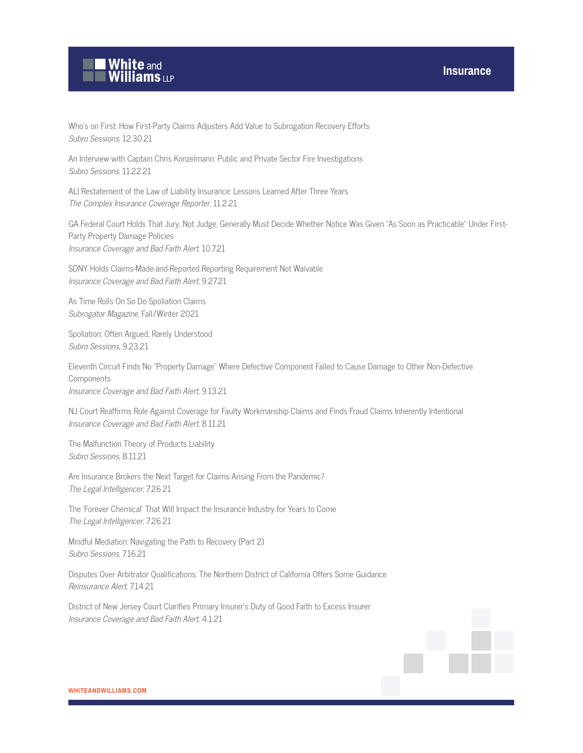Who's on First: How First-Party Claims Adjusters Add Value to Subrogation Recovery Efforts
*Subro Sessions*, 12.30.21

An Interview with Captain Chris Konzelmann: Public and Private Sector Fire Investigations
*Subro Sessions*, 11.22.21

ALI Restatement of the Law of Liability Insurance: Lessons Learned After Three Years
*The Complex Insurance Coverage Reporter*, 11.2.21

GA Federal Court Holds That Jury, Not Judge, Generally Must Decide Whether Notice Was Given "As Soon as Practicable" Under First-Party Property Damage Policies
*Insurance Coverage and Bad Faith Alert*, 10.7.21

SDNY Holds Claims-Made-and-Reported Reporting Requirement Not Waivable
*Insurance Coverage and Bad Faith Alert*, 9.27.21

As Time Rolls On So Do Spoliation Claims
*Subrogator Magazine*, Fall/Winter 2021

Spoliation: Often Argued, Rarely Understood
*Subro Sessions*, 9.23.21

Eleventh Circuit Finds No "Property Damage" Where Defective Component Failed to Cause Damage to Other Non-Defective Components
*Insurance Coverage and Bad Faith Alert*, 9.13.21

NJ Court Reaffirms Rule Against Coverage for Faulty Workmanship Claims and Finds Fraud Claims Inherently Intentional
*Insurance Coverage and Bad Faith Alert*, 8.11.21

The Malfunction Theory of Products Liability
*Subro Sessions*, 8.11.21

Are Insurance Brokers the Next Target for Claims Arising From the Pandemic?
*The Legal Intelligencer*, 7.26.21

The 'Forever Chemical' That Will Impact the Insurance Industry for Years to Come
*The Legal Intelligencer*, 7.26.21

Mindful Mediation: Navigating the Path to Recovery (Part 2)
*Subro Sessions*, 7.16.21

Disputes Over Arbitrator Qualifications: The Northern District of California Offers Some Guidance
*Reinsurance Alert*, 7.14.21

District of New Jersey Court Clarifies Primary Insurer's Duty of Good Faith to Excess Insurer
*Insurance Coverage and Bad Faith Alert*, 4.1.21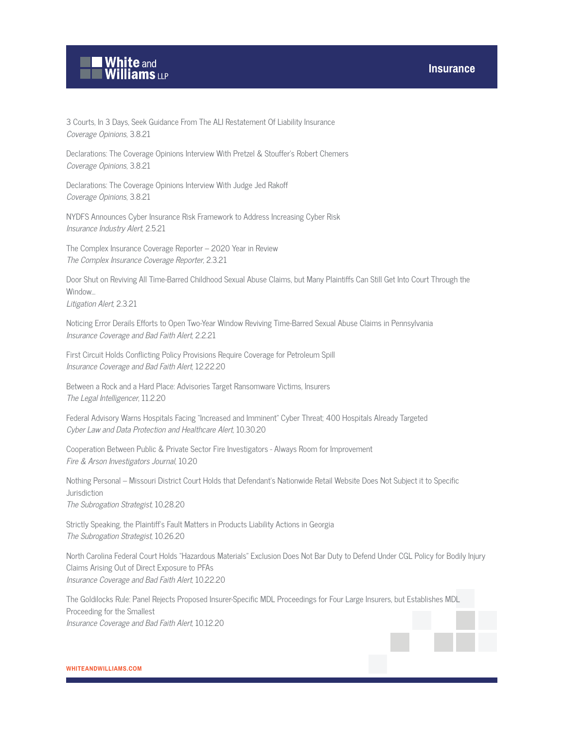3 Courts, In 3 Days, Seek Guidance From The ALI Restatement Of Liability Insurance
*Coverage Opinions*, 3.8.21

Declarations: The Coverage Opinions Interview With Pretzel & Stouffer's Robert Chemers
*Coverage Opinions*, 3.8.21

Declarations: The Coverage Opinions Interview With Judge Jed Rakoff
*Coverage Opinions*, 3.8.21

NYDFS Announces Cyber Insurance Risk Framework to Address Increasing Cyber Risk
*Insurance Industry Alert*, 2.5.21

The Complex Insurance Coverage Reporter – 2020 Year in Review
*The Complex Insurance Coverage Reporter*, 2.3.21

Door Shut on Reviving All Time-Barred Childhood Sexual Abuse Claims, but Many Plaintiffs Can Still Get Into Court Through the Window...
*Litigation Alert*, 2.3.21

Noticing Error Derails Efforts to Open Two-Year Window Reviving Time-Barred Sexual Abuse Claims in Pennsylvania
*Insurance Coverage and Bad Faith Alert*, 2.2.21

First Circuit Holds Conflicting Policy Provisions Require Coverage for Petroleum Spill
*Insurance Coverage and Bad Faith Alert*, 12.22.20

Between a Rock and a Hard Place: Advisories Target Ransomware Victims, Insurers
*The Legal Intelligencer*, 11.2.20

Federal Advisory Warns Hospitals Facing "Increased and Imminent" Cyber Threat; 400 Hospitals Already Targeted
*Cyber Law and Data Protection and Healthcare Alert*, 10.30.20

Cooperation Between Public & Private Sector Fire Investigators - Always Room for Improvement
*Fire & Arson Investigators Journal*, 10.20

Nothing Personal – Missouri District Court Holds that Defendant's Nationwide Retail Website Does Not Subject it to Specific Jurisdiction
*The Subrogation Strategist*, 10.28.20

Strictly Speaking, the Plaintiff's Fault Matters in Products Liability Actions in Georgia
*The Subrogation Strategist*, 10.26.20

North Carolina Federal Court Holds "Hazardous Materials" Exclusion Does Not Bar Duty to Defend Under CGL Policy for Bodily Injury Claims Arising Out of Direct Exposure to PFAs
*Insurance Coverage and Bad Faith Alert*, 10.22.20

The Goldilocks Rule: Panel Rejects Proposed Insurer-Specific MDL Proceedings for Four Large Insurers, but Establishes MDL Proceeding for the Smallest
*Insurance Coverage and Bad Faith Alert*, 10.12.20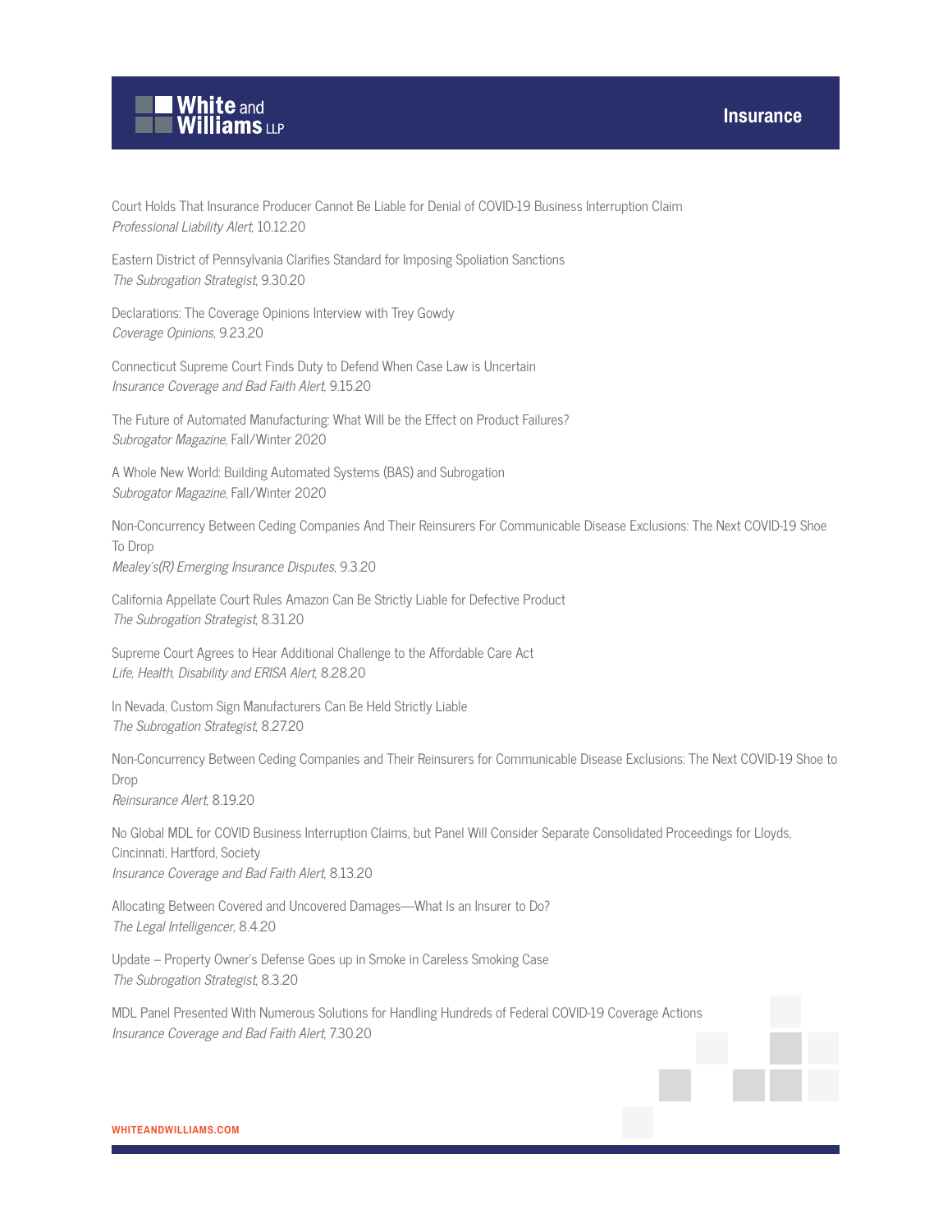Court Holds That Insurance Producer Cannot Be Liable for Denial of COVID-19 Business Interruption Claim
*Professional Liability Alert*, 10.12.20

Eastern District of Pennsylvania Clarifies Standard for Imposing Spoliation Sanctions
*The Subrogation Strategist*, 9.30.20

Declarations: The Coverage Opinions Interview with Trey Gowdy
*Coverage Opinions*, 9.23.20

Connecticut Supreme Court Finds Duty to Defend When Case Law is Uncertain
*Insurance Coverage and Bad Faith Alert*, 9.15.20

The Future of Automated Manufacturing: What Will be the Effect on Product Failures?
*Subrogator Magazine*, Fall/Winter 2020

A Whole New World: Building Automated Systems (BAS) and Subrogation
*Subrogator Magazine*, Fall/Winter 2020

Non-Concurrency Between Ceding Companies And Their Reinsurers For Communicable Disease Exclusions: The Next COVID-19 Shoe To Drop
*Mealey's(R) Emerging Insurance Disputes*, 9.3.20

California Appellate Court Rules Amazon Can Be Strictly Liable for Defective Product
*The Subrogation Strategist*, 8.31.20

Supreme Court Agrees to Hear Additional Challenge to the Affordable Care Act
*Life, Health, Disability and ERISA Alert*, 8.28.20

In Nevada, Custom Sign Manufacturers Can Be Held Strictly Liable
*The Subrogation Strategist*, 8.27.20

Non-Concurrency Between Ceding Companies and Their Reinsurers for Communicable Disease Exclusions: The Next COVID-19 Shoe to Drop
*Reinsurance Alert*, 8.19.20

No Global MDL for COVID Business Interruption Claims, but Panel Will Consider Separate Consolidated Proceedings for Lloyds, Cincinnati, Hartford, Society
*Insurance Coverage and Bad Faith Alert*, 8.13.20

Allocating Between Covered and Uncovered Damages—What Is an Insurer to Do?
*The Legal Intelligencer*, 8.4.20

Update – Property Owner's Defense Goes up in Smoke in Careless Smoking Case
*The Subrogation Strategist*, 8.3.20

MDL Panel Presented With Numerous Solutions for Handling Hundreds of Federal COVID-19 Coverage Actions
*Insurance Coverage and Bad Faith Alert*, 7.30.20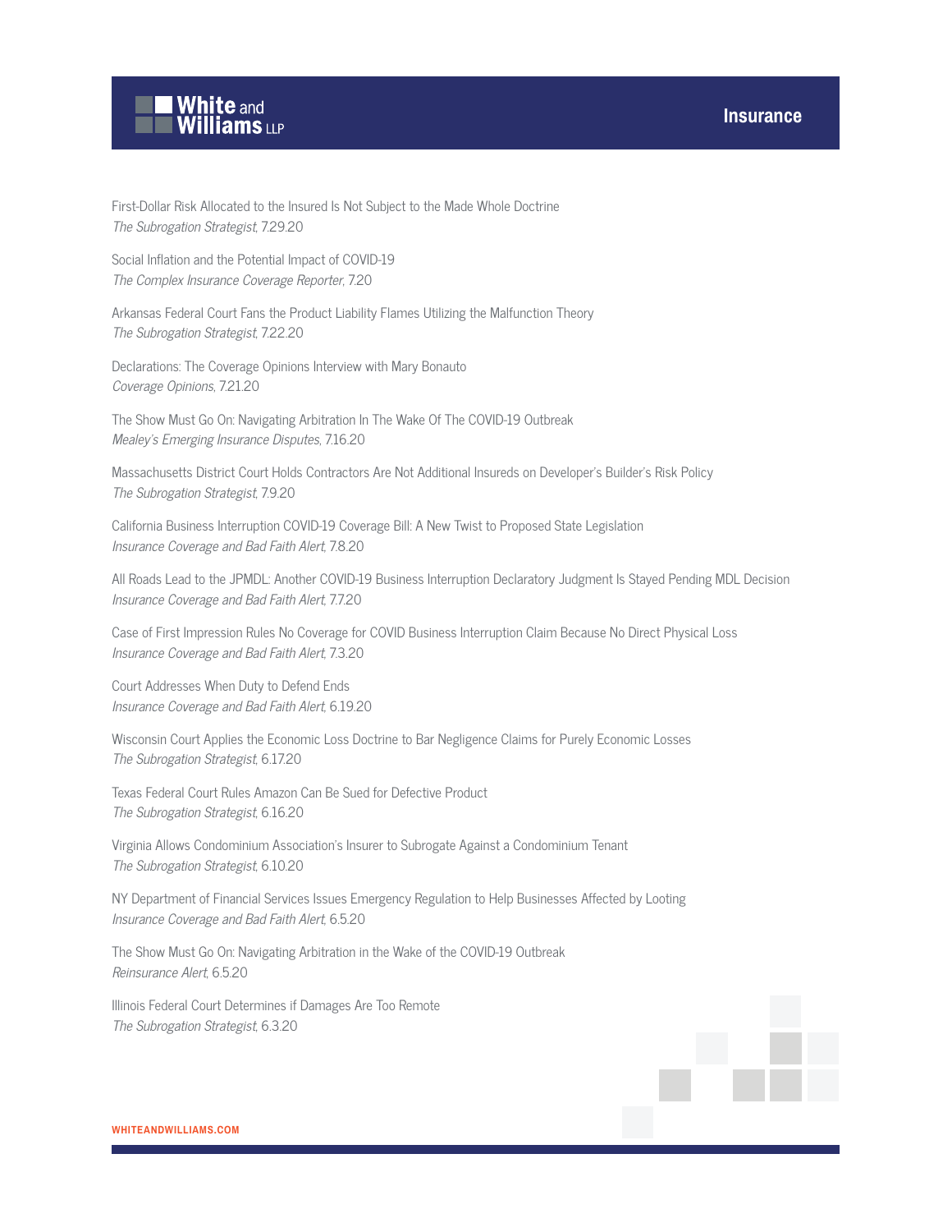First-Dollar Risk Allocated to the Insured Is Not Subject to the Made Whole Doctrine
*The Subrogation Strategist*, 7.29.20

Social Inflation and the Potential Impact of COVID-19
*The Complex Insurance Coverage Reporter*, 7.20

Arkansas Federal Court Fans the Product Liability Flames Utilizing the Malfunction Theory
*The Subrogation Strategist*, 7.22.20

Declarations: The Coverage Opinions Interview with Mary Bonauto
*Coverage Opinions*, 7.21.20

The Show Must Go On: Navigating Arbitration In The Wake Of The COVID-19 Outbreak
*Mealey's Emerging Insurance Disputes*, 7.16.20

Massachusetts District Court Holds Contractors Are Not Additional Insureds on Developer's Builder's Risk Policy
*The Subrogation Strategist*, 7.9.20

California Business Interruption COVID-19 Coverage Bill: A New Twist to Proposed State Legislation
*Insurance Coverage and Bad Faith Alert*, 7.8.20

All Roads Lead to the JPMDL: Another COVID-19 Business Interruption Declaratory Judgment Is Stayed Pending MDL Decision
*Insurance Coverage and Bad Faith Alert*, 7.7.20

Case of First Impression Rules No Coverage for COVID Business Interruption Claim Because No Direct Physical Loss
*Insurance Coverage and Bad Faith Alert*, 7.3.20

Court Addresses When Duty to Defend Ends
*Insurance Coverage and Bad Faith Alert*, 6.19.20

Wisconsin Court Applies the Economic Loss Doctrine to Bar Negligence Claims for Purely Economic Losses
*The Subrogation Strategist*, 6.17.20

Texas Federal Court Rules Amazon Can Be Sued for Defective Product
*The Subrogation Strategist*, 6.16.20

Virginia Allows Condominium Association's Insurer to Subrogate Against a Condominium Tenant
*The Subrogation Strategist*, 6.10.20

NY Department of Financial Services Issues Emergency Regulation to Help Businesses Affected by Looting
*Insurance Coverage and Bad Faith Alert*, 6.5.20

The Show Must Go On: Navigating Arbitration in the Wake of the COVID-19 Outbreak
*Reinsurance Alert*, 6.5.20

Illinois Federal Court Determines if Damages Are Too Remote
*The Subrogation Strategist*, 6.3.20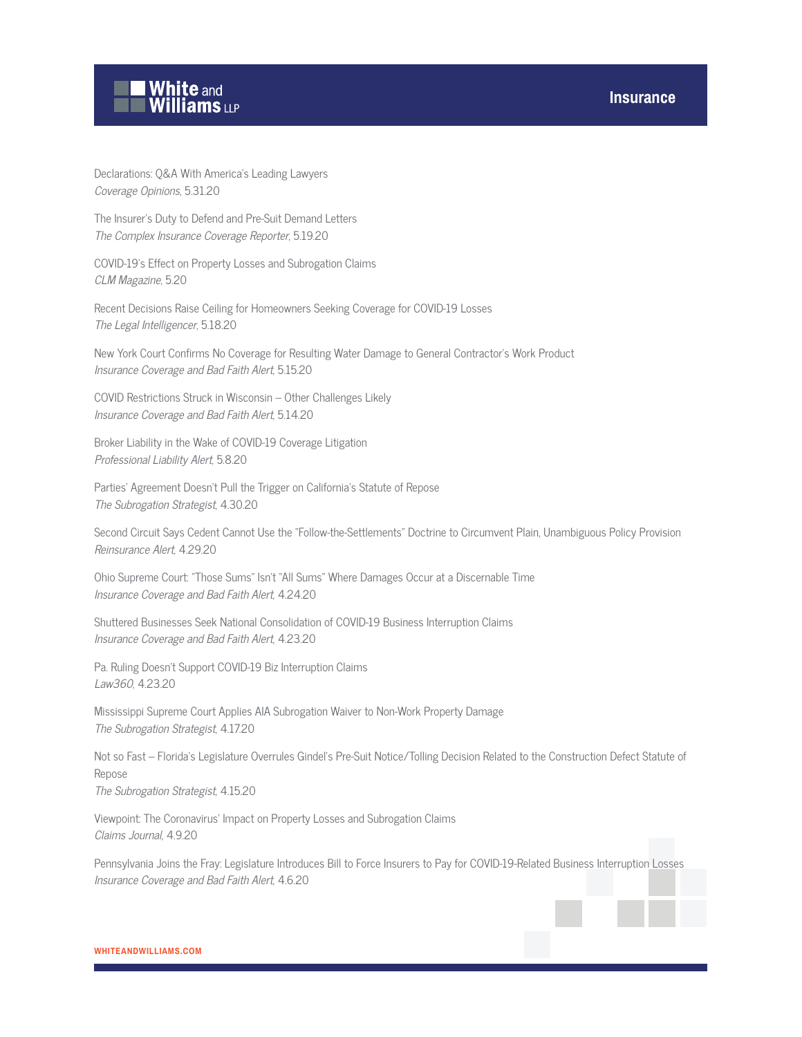Declarations: Q&A With America's Leading Lawyers
*Coverage Opinions*, 5.31.20

The Insurer's Duty to Defend and Pre-Suit Demand Letters
*The Complex Insurance Coverage Reporter*, 5.19.20

COVID-19's Effect on Property Losses and Subrogation Claims
*CLM Magazine*, 5.20

Recent Decisions Raise Ceiling for Homeowners Seeking Coverage for COVID-19 Losses
*The Legal Intelligencer*, 5.18.20

New York Court Confirms No Coverage for Resulting Water Damage to General Contractor's Work Product
*Insurance Coverage and Bad Faith Alert*, 5.15.20

COVID Restrictions Struck in Wisconsin – Other Challenges Likely
*Insurance Coverage and Bad Faith Alert*, 5.14.20

Broker Liability in the Wake of COVID-19 Coverage Litigation
*Professional Liability Alert*, 5.8.20

Parties' Agreement Doesn't Pull the Trigger on California's Statute of Repose
*The Subrogation Strategist*, 4.30.20

Second Circuit Says Cedent Cannot Use the "Follow-the-Settlements" Doctrine to Circumvent Plain, Unambiguous Policy Provision
*Reinsurance Alert*, 4.29.20

Ohio Supreme Court: "Those Sums" Isn't "All Sums" Where Damages Occur at a Discernable Time
*Insurance Coverage and Bad Faith Alert*, 4.24.20

Shuttered Businesses Seek National Consolidation of COVID-19 Business Interruption Claims
*Insurance Coverage and Bad Faith Alert*, 4.23.20

Pa. Ruling Doesn't Support COVID-19 Biz Interruption Claims
*Law360*, 4.23.20

Mississippi Supreme Court Applies AIA Subrogation Waiver to Non-Work Property Damage
*The Subrogation Strategist*, 4.17.20

Not so Fast – Florida's Legislature Overrules Gindel's Pre-Suit Notice/Tolling Decision Related to the Construction Defect Statute of Repose
*The Subrogation Strategist*, 4.15.20

Viewpoint: The Coronavirus' Impact on Property Losses and Subrogation Claims
*Claims Journal*, 4.9.20

Pennsylvania Joins the Fray: Legislature Introduces Bill to Force Insurers to Pay for COVID-19-Related Business Interruption Losses
*Insurance Coverage and Bad Faith Alert*, 4.6.20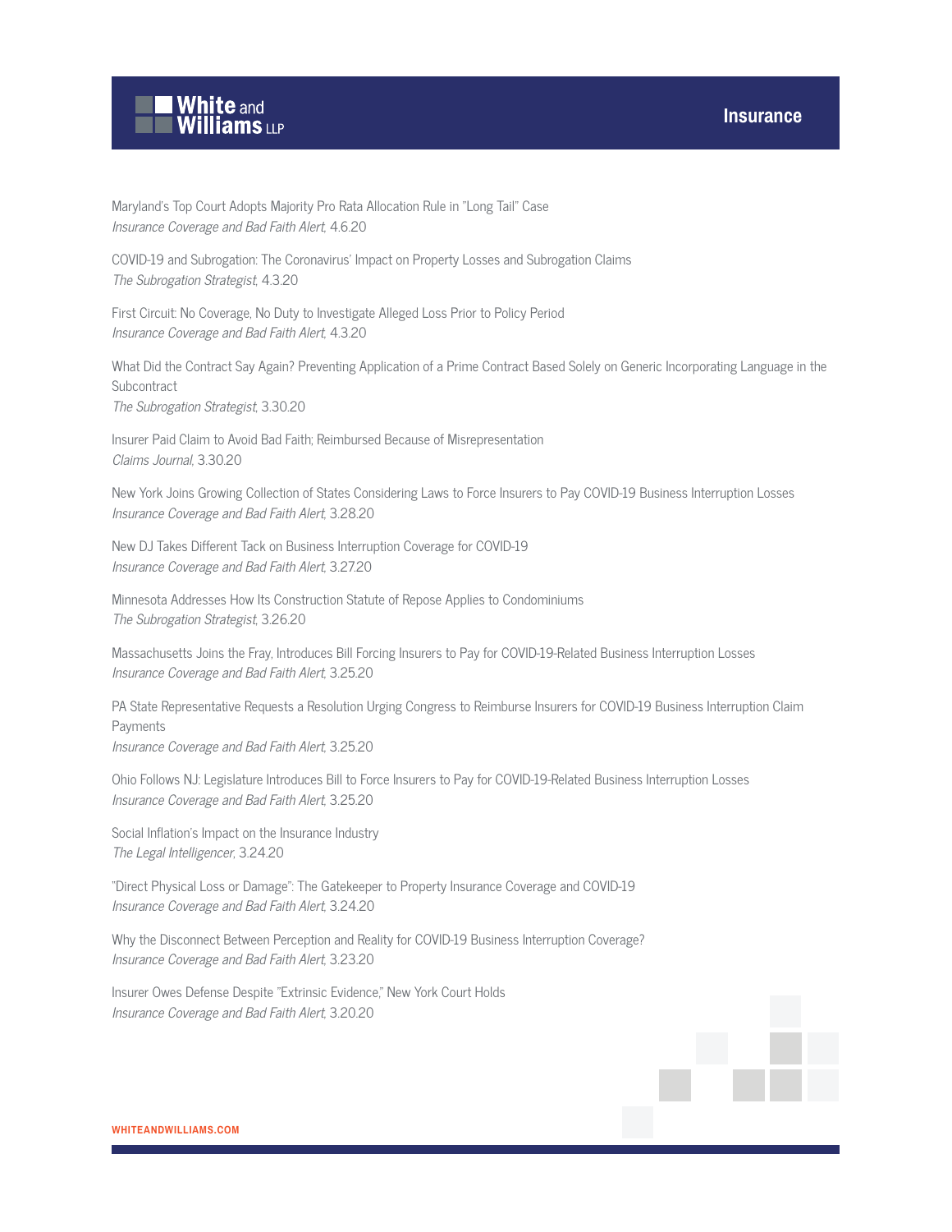Maryland's Top Court Adopts Majority Pro Rata Allocation Rule in "Long Tail" Case
*Insurance Coverage and Bad Faith Alert*, 4.6.20

COVID-19 and Subrogation: The Coronavirus' Impact on Property Losses and Subrogation Claims
*The Subrogation Strategist*, 4.3.20

First Circuit: No Coverage, No Duty to Investigate Alleged Loss Prior to Policy Period
*Insurance Coverage and Bad Faith Alert*, 4.3.20

What Did the Contract Say Again? Preventing Application of a Prime Contract Based Solely on Generic Incorporating Language in the Subcontract
*The Subrogation Strategist*, 3.30.20

Insurer Paid Claim to Avoid Bad Faith; Reimbursed Because of Misrepresentation
*Claims Journal*, 3.30.20

New York Joins Growing Collection of States Considering Laws to Force Insurers to Pay COVID-19 Business Interruption Losses
*Insurance Coverage and Bad Faith Alert*, 3.28.20

New DJ Takes Different Tack on Business Interruption Coverage for COVID-19
*Insurance Coverage and Bad Faith Alert*, 3.27.20

Minnesota Addresses How Its Construction Statute of Repose Applies to Condominiums
*The Subrogation Strategist*, 3.26.20

Massachusetts Joins the Fray, Introduces Bill Forcing Insurers to Pay for COVID-19-Related Business Interruption Losses
*Insurance Coverage and Bad Faith Alert*, 3.25.20

PA State Representative Requests a Resolution Urging Congress to Reimburse Insurers for COVID-19 Business Interruption Claim Payments
*Insurance Coverage and Bad Faith Alert*, 3.25.20

Ohio Follows NJ: Legislature Introduces Bill to Force Insurers to Pay for COVID-19-Related Business Interruption Losses
*Insurance Coverage and Bad Faith Alert*, 3.25.20

Social Inflation's Impact on the Insurance Industry
*The Legal Intelligencer*, 3.24.20

"Direct Physical Loss or Damage": The Gatekeeper to Property Insurance Coverage and COVID-19
*Insurance Coverage and Bad Faith Alert*, 3.24.20

Why the Disconnect Between Perception and Reality for COVID-19 Business Interruption Coverage?
*Insurance Coverage and Bad Faith Alert*, 3.23.20

Insurer Owes Defense Despite "Extrinsic Evidence," New York Court Holds
*Insurance Coverage and Bad Faith Alert*, 3.20.20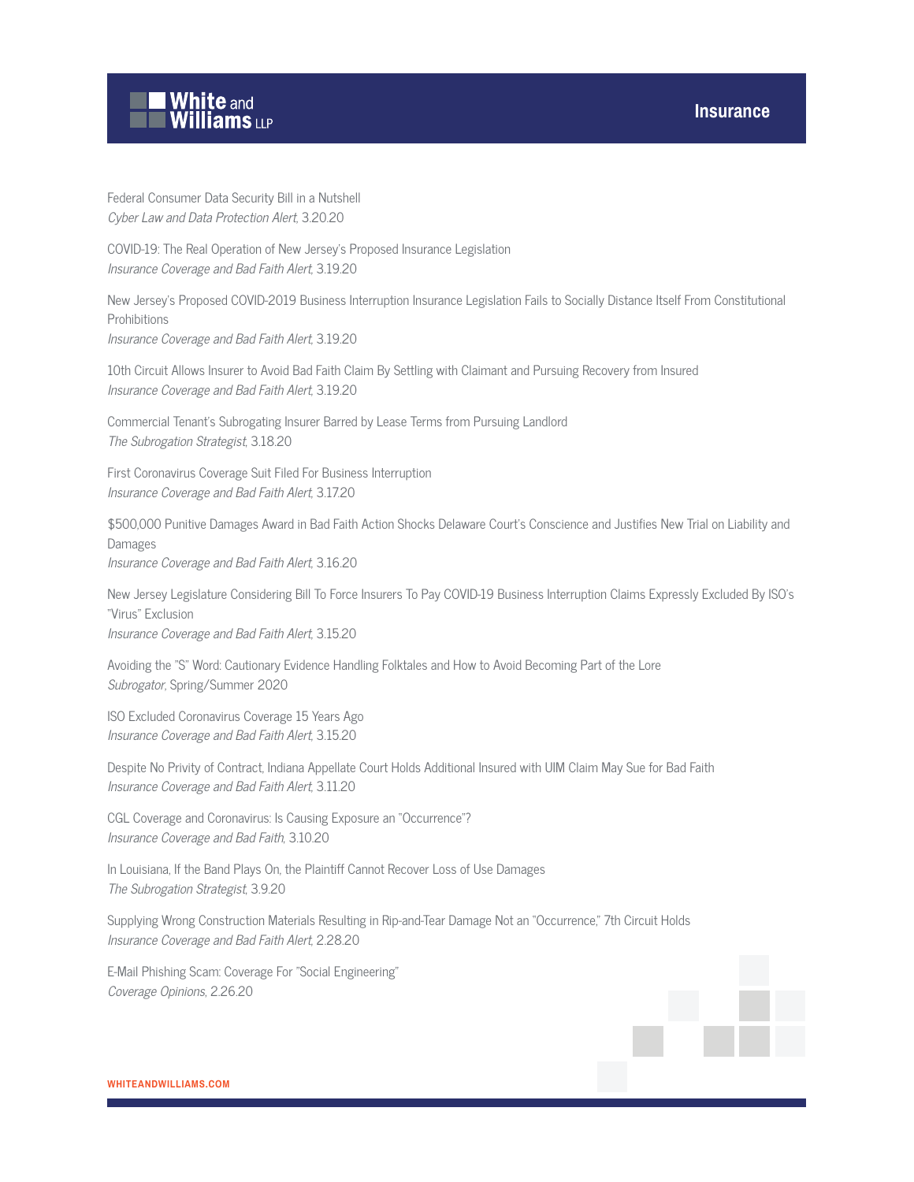Federal Consumer Data Security Bill in a Nutshell
*Cyber Law and Data Protection Alert*, 3.20.20

COVID-19: The Real Operation of New Jersey's Proposed Insurance Legislation
*Insurance Coverage and Bad Faith Alert*, 3.19.20

New Jersey's Proposed COVID-2019 Business Interruption Insurance Legislation Fails to Socially Distance Itself From Constitutional Prohibitions
*Insurance Coverage and Bad Faith Alert*, 3.19.20

10th Circuit Allows Insurer to Avoid Bad Faith Claim By Settling with Claimant and Pursuing Recovery from Insured
*Insurance Coverage and Bad Faith Alert*, 3.19.20

Commercial Tenant's Subrogating Insurer Barred by Lease Terms from Pursuing Landlord
*The Subrogation Strategist*, 3.18.20

First Coronavirus Coverage Suit Filed For Business Interruption
*Insurance Coverage and Bad Faith Alert*, 3.17.20

$500,000 Punitive Damages Award in Bad Faith Action Shocks Delaware Court's Conscience and Justifies New Trial on Liability and Damages
*Insurance Coverage and Bad Faith Alert*, 3.16.20

New Jersey Legislature Considering Bill To Force Insurers To Pay COVID-19 Business Interruption Claims Expressly Excluded By ISO's "Virus" Exclusion
*Insurance Coverage and Bad Faith Alert*, 3.15.20

Avoiding the "S" Word: Cautionary Evidence Handling Folktales and How to Avoid Becoming Part of the Lore
*Subrogator*, Spring/Summer 2020

ISO Excluded Coronavirus Coverage 15 Years Ago
*Insurance Coverage and Bad Faith Alert*, 3.15.20

Despite No Privity of Contract, Indiana Appellate Court Holds Additional Insured with UIM Claim May Sue for Bad Faith
*Insurance Coverage and Bad Faith Alert*, 3.11.20

CGL Coverage and Coronavirus: Is Causing Exposure an "Occurrence"?
*Insurance Coverage and Bad Faith*, 3.10.20

In Louisiana, If the Band Plays On, the Plaintiff Cannot Recover Loss of Use Damages
*The Subrogation Strategist*, 3.9.20

Supplying Wrong Construction Materials Resulting in Rip-and-Tear Damage Not an "Occurrence," 7th Circuit Holds
*Insurance Coverage and Bad Faith Alert*, 2.28.20

E-Mail Phishing Scam: Coverage For "Social Engineering"
*Coverage Opinions*, 2.26.20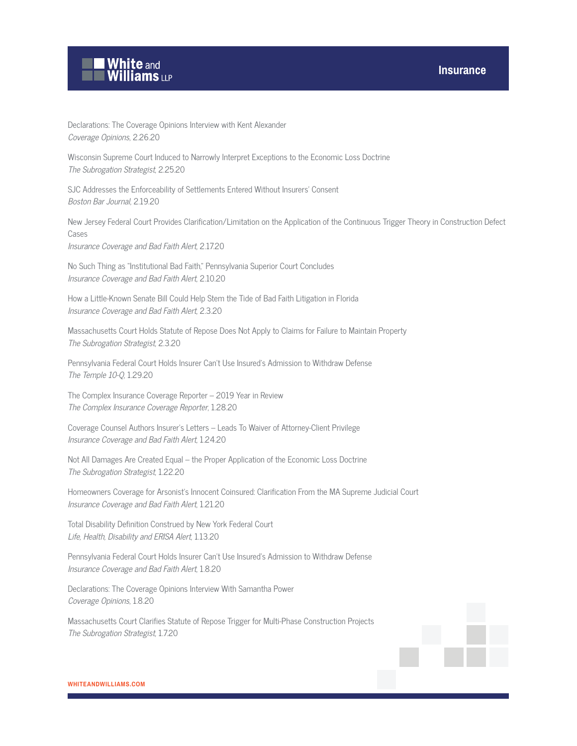Declarations: The Coverage Opinions Interview with Kent Alexander
*Coverage Opinions*, 2.26.20

Wisconsin Supreme Court Induced to Narrowly Interpret Exceptions to the Economic Loss Doctrine
*The Subrogation Strategist*, 2.25.20

SJC Addresses the Enforceability of Settlements Entered Without Insurers' Consent
*Boston Bar Journal*, 2.19.20

New Jersey Federal Court Provides Clarification/Limitation on the Application of the Continuous Trigger Theory in Construction Defect Cases
*Insurance Coverage and Bad Faith Alert*, 2.17.20

No Such Thing as "Institutional Bad Faith," Pennsylvania Superior Court Concludes
*Insurance Coverage and Bad Faith Alert*, 2.10.20

How a Little-Known Senate Bill Could Help Stem the Tide of Bad Faith Litigation in Florida
*Insurance Coverage and Bad Faith Alert*, 2.3.20

Massachusetts Court Holds Statute of Repose Does Not Apply to Claims for Failure to Maintain Property
*The Subrogation Strategist*, 2.3.20

Pennsylvania Federal Court Holds Insurer Can't Use Insured's Admission to Withdraw Defense
*The Temple 10-Q*, 1.29.20

The Complex Insurance Coverage Reporter – 2019 Year in Review
*The Complex Insurance Coverage Reporter*, 1.28.20

Coverage Counsel Authors Insurer's Letters – Leads To Waiver of Attorney-Client Privilege
*Insurance Coverage and Bad Faith Alert*, 1.24.20

Not All Damages Are Created Equal – the Proper Application of the Economic Loss Doctrine
*The Subrogation Strategist*, 1.22.20

Homeowners Coverage for Arsonist's Innocent Coinsured: Clarification From the MA Supreme Judicial Court
*Insurance Coverage and Bad Faith Alert*, 1.21.20

Total Disability Definition Construed by New York Federal Court
*Life, Health, Disability and ERISA Alert*, 1.13.20

Pennsylvania Federal Court Holds Insurer Can't Use Insured's Admission to Withdraw Defense
*Insurance Coverage and Bad Faith Alert*, 1.8.20

Declarations: The Coverage Opinions Interview With Samantha Power
*Coverage Opinions*, 1.8.20

Massachusetts Court Clarifies Statute of Repose Trigger for Multi-Phase Construction Projects
*The Subrogation Strategist*, 1.7.20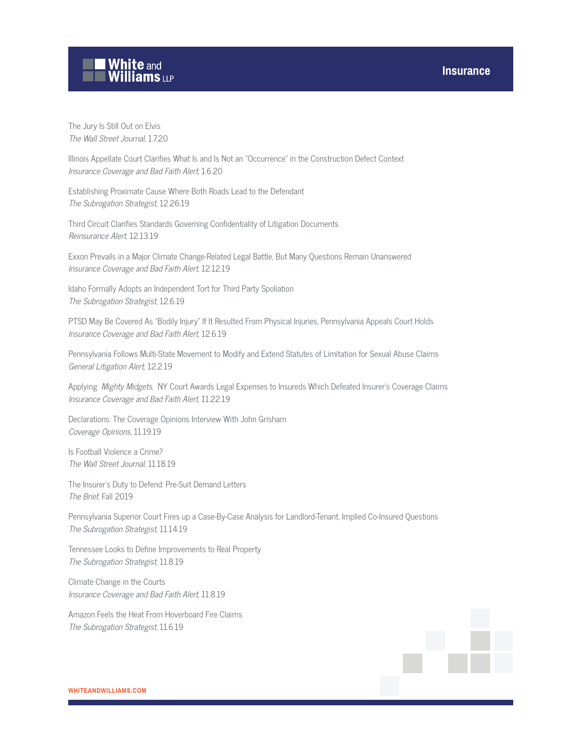The Jury Is Still Out on Elvis
*The Wall Street Journal*, 1.7.20

Illinois Appellate Court Clarifies What Is and Is Not an "Occurrence" in the Construction Defect Context
*Insurance Coverage and Bad Faith Alert*, 1.6.20

Establishing Proximate Cause Where Both Roads Lead to the Defendant
*The Subrogation Strategist*, 12.26.19

Third Circuit Clarifies Standards Governing Confidentiality of Litigation Documents
*Reinsurance Alert*, 12.13.19

Exxon Prevails in a Major Climate Change-Related Legal Battle, But Many Questions Remain Unanswered
*Insurance Coverage and Bad Faith Alert*, 12.12.19

Idaho Formally Adopts an Independent Tort for Third Party Spoliation
*The Subrogation Strategist*, 12.6.19

PTSD May Be Covered As "Bodily Injury" If It Resulted From Physical Injuries, Pennsylvania Appeals Court Holds
*Insurance Coverage and Bad Faith Alert*, 12.6.19

Pennsylvania Follows Multi-State Movement to Modify and Extend Statutes of Limitation for Sexual Abuse Claims
*General Litigation Alert*, 12.2.19

Applying *Mighty Midgets*, NY Court Awards Legal Expenses to Insureds Which Defeated Insurer's Coverage Claims
*Insurance Coverage and Bad Faith Alert*, 11.22.19

Declarations: The Coverage Opinions Interview With John Grisham
*Coverage Opinions*, 11.19.19

Is Football Violence a Crime?
*The Wall Street Journal*, 11.18.19

The Insurer's Duty to Defend: Pre-Suit Demand Letters
*The Brief*, Fall 2019

Pennsylvania Superior Court Fires up a Case-By-Case Analysis for Landlord-Tenant, Implied Co-Insured Questions
*The Subrogation Strategist*, 11.14.19

Tennessee Looks to Define Improvements to Real Property
*The Subrogation Strategist*, 11.8.19

Climate Change in the Courts
*Insurance Coverage and Bad Faith Alert*, 11.8.19

Amazon Feels the Heat From Hoverboard Fire Claims
*The Subrogation Strategist*, 11.6.19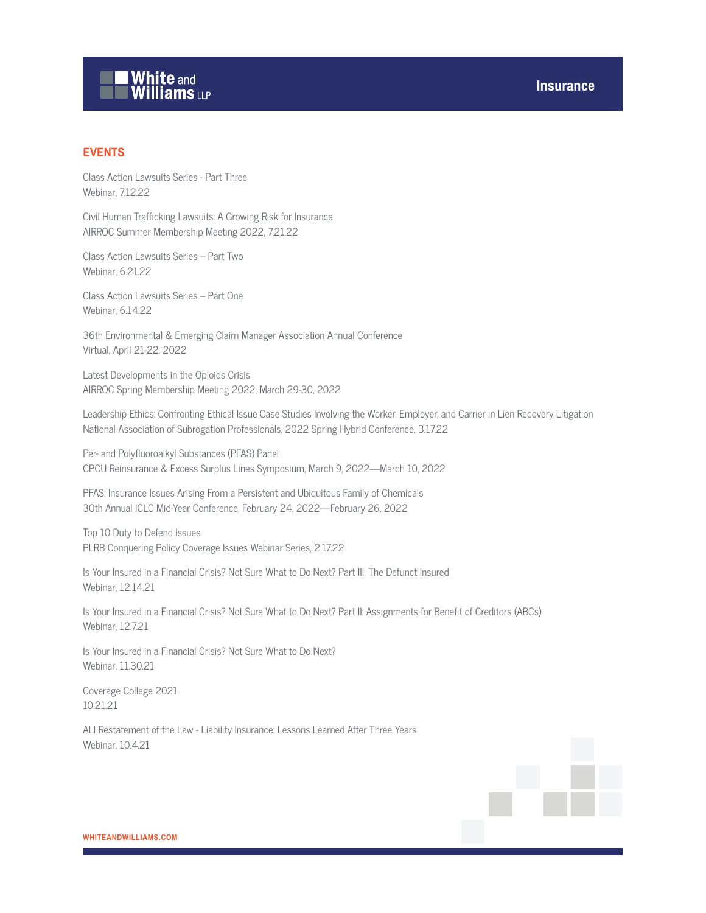## EVENTS

Class Action Lawsuits Series - Part Three
Webinar, 7.12.22

Civil Human Trafficking Lawsuits: A Growing Risk for Insurance
AIRROC Summer Membership Meeting 2022, 7.21.22

Class Action Lawsuits Series – Part Two
Webinar, 6.21.22

Class Action Lawsuits Series – Part One
Webinar, 6.14.22

36th Environmental & Emerging Claim Manager Association Annual Conference
Virtual, April 21-22, 2022

Latest Developments in the Opioids Crisis
AIRROC Spring Membership Meeting 2022, March 29-30, 2022

Leadership Ethics: Confronting Ethical Issue Case Studies Involving the Worker, Employer, and Carrier in Lien Recovery Litigation
National Association of Subrogation Professionals, 2022 Spring Hybrid Conference, 3.17.22

Per- and Polyfluoroalkyl Substances (PFAS) Panel
CPCU Reinsurance & Excess Surplus Lines Symposium, March 9, 2022—March 10, 2022

PFAS: Insurance Issues Arising From a Persistent and Ubiquitous Family of Chemicals
30th Annual ICLC Mid-Year Conference, February 24, 2022—February 26, 2022

Top 10 Duty to Defend Issues
PLRB Conquering Policy Coverage Issues Webinar Series, 2.17.22

Is Your Insured in a Financial Crisis? Not Sure What to Do Next? Part III: The Defunct Insured
Webinar, 12.14.21

Is Your Insured in a Financial Crisis? Not Sure What to Do Next? Part II: Assignments for Benefit of Creditors (ABCs)
Webinar, 12.7.21

Is Your Insured in a Financial Crisis? Not Sure What to Do Next?
Webinar, 11.30.21

Coverage College 2021
10.21.21

ALI Restatement of the Law - Liability Insurance: Lessons Learned After Three Years
Webinar, 10.4.21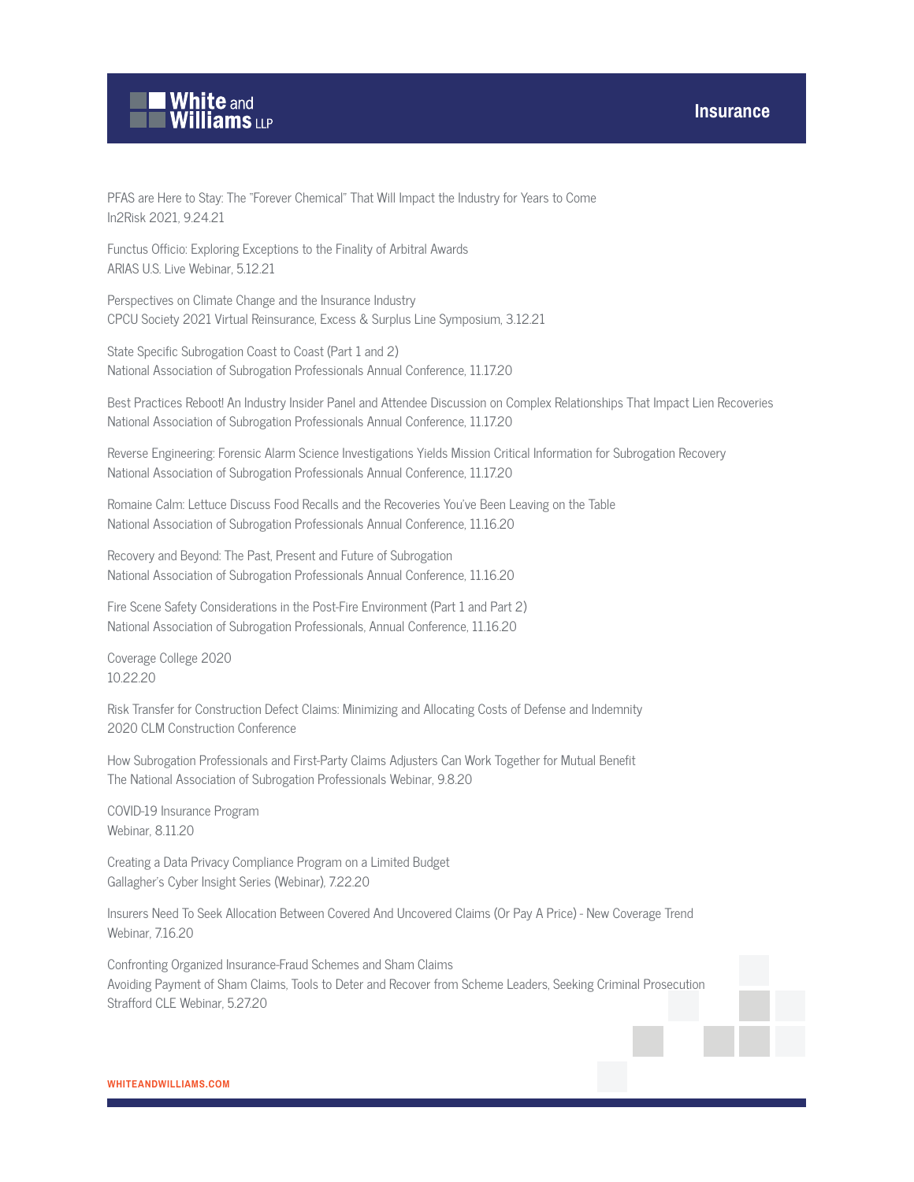PFAS are Here to Stay: The "Forever Chemical" That Will Impact the Industry for Years to Come
In2Risk 2021, 9.24.21

Functus Officio: Exploring Exceptions to the Finality of Arbitral Awards
ARIAS U.S. Live Webinar, 5.12.21

Perspectives on Climate Change and the Insurance Industry
CPCU Society 2021 Virtual Reinsurance, Excess & Surplus Line Symposium, 3.12.21

State Specific Subrogation Coast to Coast (Part 1 and 2)
National Association of Subrogation Professionals Annual Conference, 11.17.20

Best Practices Reboot! An Industry Insider Panel and Attendee Discussion on Complex Relationships That Impact Lien Recoveries
National Association of Subrogation Professionals Annual Conference, 11.17.20

Reverse Engineering: Forensic Alarm Science Investigations Yields Mission Critical Information for Subrogation Recovery
National Association of Subrogation Professionals Annual Conference, 11.17.20

Romaine Calm: Lettuce Discuss Food Recalls and the Recoveries You've Been Leaving on the Table
National Association of Subrogation Professionals Annual Conference, 11.16.20

Recovery and Beyond: The Past, Present and Future of Subrogation
National Association of Subrogation Professionals Annual Conference, 11.16.20

Fire Scene Safety Considerations in the Post-Fire Environment (Part 1 and Part 2)
National Association of Subrogation Professionals, Annual Conference, 11.16.20

Coverage College 2020
10.22.20

Risk Transfer for Construction Defect Claims: Minimizing and Allocating Costs of Defense and Indemnity
2020 CLM Construction Conference

How Subrogation Professionals and First-Party Claims Adjusters Can Work Together for Mutual Benefit
The National Association of Subrogation Professionals Webinar, 9.8.20

COVID-19 Insurance Program
Webinar, 8.11.20

Creating a Data Privacy Compliance Program on a Limited Budget
Gallagher's Cyber Insight Series (Webinar), 7.22.20

Insurers Need To Seek Allocation Between Covered And Uncovered Claims (Or Pay A Price) - New Coverage Trend
Webinar, 7.16.20

Confronting Organized Insurance-Fraud Schemes and Sham Claims
Avoiding Payment of Sham Claims, Tools to Deter and Recover from Scheme Leaders, Seeking Criminal Prosecution
Strafford CLE Webinar, 5.27.20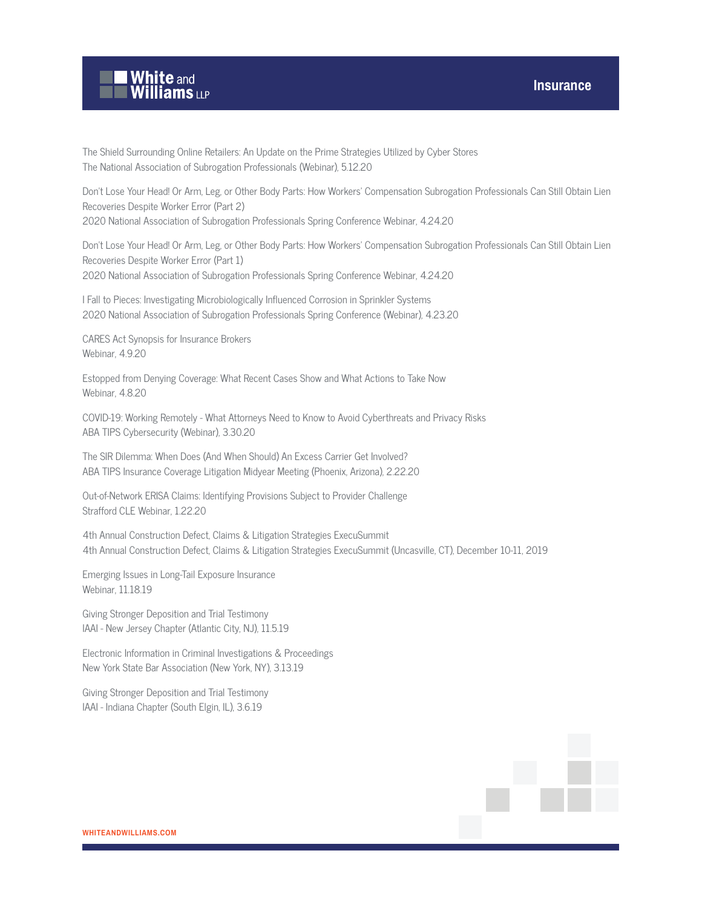The Shield Surrounding Online Retailers: An Update on the Prime Strategies Utilized by Cyber Stores
The National Association of Subrogation Professionals (Webinar), 5.12.20

Don't Lose Your Head! Or Arm, Leg, or Other Body Parts: How Workers' Compensation Subrogation Professionals Can Still Obtain Lien Recoveries Despite Worker Error (Part 2)
2020 National Association of Subrogation Professionals Spring Conference Webinar, 4.24.20

Don't Lose Your Head! Or Arm, Leg, or Other Body Parts: How Workers' Compensation Subrogation Professionals Can Still Obtain Lien Recoveries Despite Worker Error (Part 1)
2020 National Association of Subrogation Professionals Spring Conference Webinar, 4.24.20

I Fall to Pieces: Investigating Microbiologically Influenced Corrosion in Sprinkler Systems
2020 National Association of Subrogation Professionals Spring Conference (Webinar), 4.23.20

CARES Act Synopsis for Insurance Brokers
Webinar, 4.9.20

Estopped from Denying Coverage: What Recent Cases Show and What Actions to Take Now
Webinar, 4.8.20

COVID-19: Working Remotely - What Attorneys Need to Know to Avoid Cyberthreats and Privacy Risks
ABA TIPS Cybersecurity (Webinar), 3.30.20

The SIR Dilemma: When Does (And When Should) An Excess Carrier Get Involved?
ABA TIPS Insurance Coverage Litigation Midyear Meeting (Phoenix, Arizona), 2.22.20

Out-of-Network ERISA Claims: Identifying Provisions Subject to Provider Challenge
Strafford CLE Webinar, 1.22.20

4th Annual Construction Defect, Claims & Litigation Strategies ExecuSummit
4th Annual Construction Defect, Claims & Litigation Strategies ExecuSummit (Uncasville, CT), December 10-11, 2019

Emerging Issues in Long-Tail Exposure Insurance
Webinar, 11.18.19

Giving Stronger Deposition and Trial Testimony
IAAI - New Jersey Chapter (Atlantic City, NJ), 11.5.19

Electronic Information in Criminal Investigations & Proceedings
New York State Bar Association (New York, NY), 3.13.19

Giving Stronger Deposition and Trial Testimony
IAAI - Indiana Chapter (South Elgin, IL), 3.6.19